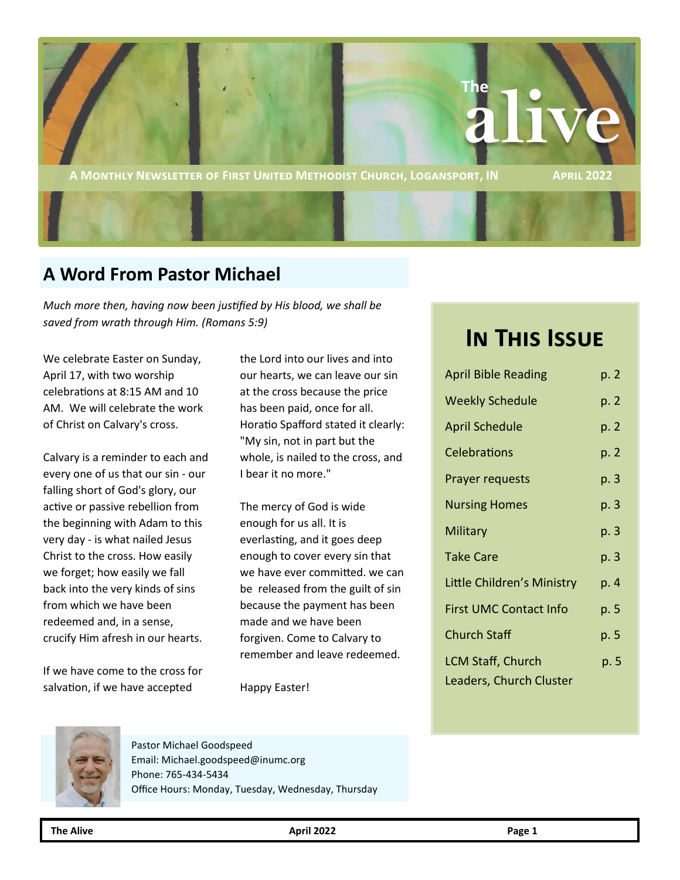# The alive

**A Monthly Newsletter of First United Methodist Church, Logansport, IN** **April 2022**

## A Word From Pastor Michael

*Much more then, having now been justified by His blood, we shall be saved from wrath through Him. (Romans 5:9)*

We celebrate Easter on Sunday, April 17, with two worship celebrations at 8:15 AM and 10 AM. We will celebrate the work of Christ on Calvary's cross.

Calvary is a reminder to each and every one of us that our sin - our falling short of God's glory, our active or passive rebellion from the beginning with Adam to this very day - is what nailed Jesus Christ to the cross. How easily we forget; how easily we fall back into the very kinds of sins from which we have been redeemed and, in a sense, crucify Him afresh in our hearts.

If we have come to the cross for salvation, if we have accepted the Lord into our lives and into our hearts, we can leave our sin at the cross because the price has been paid, once for all. Horatio Spafford stated it clearly: "My sin, not in part but the whole, is nailed to the cross, and I bear it no more."

The mercy of God is wide enough for us all. It is everlasting, and it goes deep enough to cover every sin that we have ever committed. we can be released from the guilt of sin because the payment has been made and we have been forgiven. Come to Calvary to remember and leave redeemed.

Happy Easter!

Pastor Michael Goodspeed
Email: Michael.goodspeed@inumc.org
Phone: 765-434-5434
Office Hours: Monday, Tuesday, Wednesday, Thursday

## In This Issue

| | |
|---|---|
| April Bible Reading | p. 2 |
| Weekly Schedule | p. 2 |
| April Schedule | p. 2 |
| Celebrations | p. 2 |
| Prayer requests | p. 3 |
| Nursing Homes | p. 3 |
| Military | p. 3 |
| Take Care | p. 3 |
| Little Children's Ministry | p. 4 |
| First UMC Contact Info | p. 5 |
| Church Staff | p. 5 |
| LCM Staff, Church Leaders, Church Cluster | p. 5 |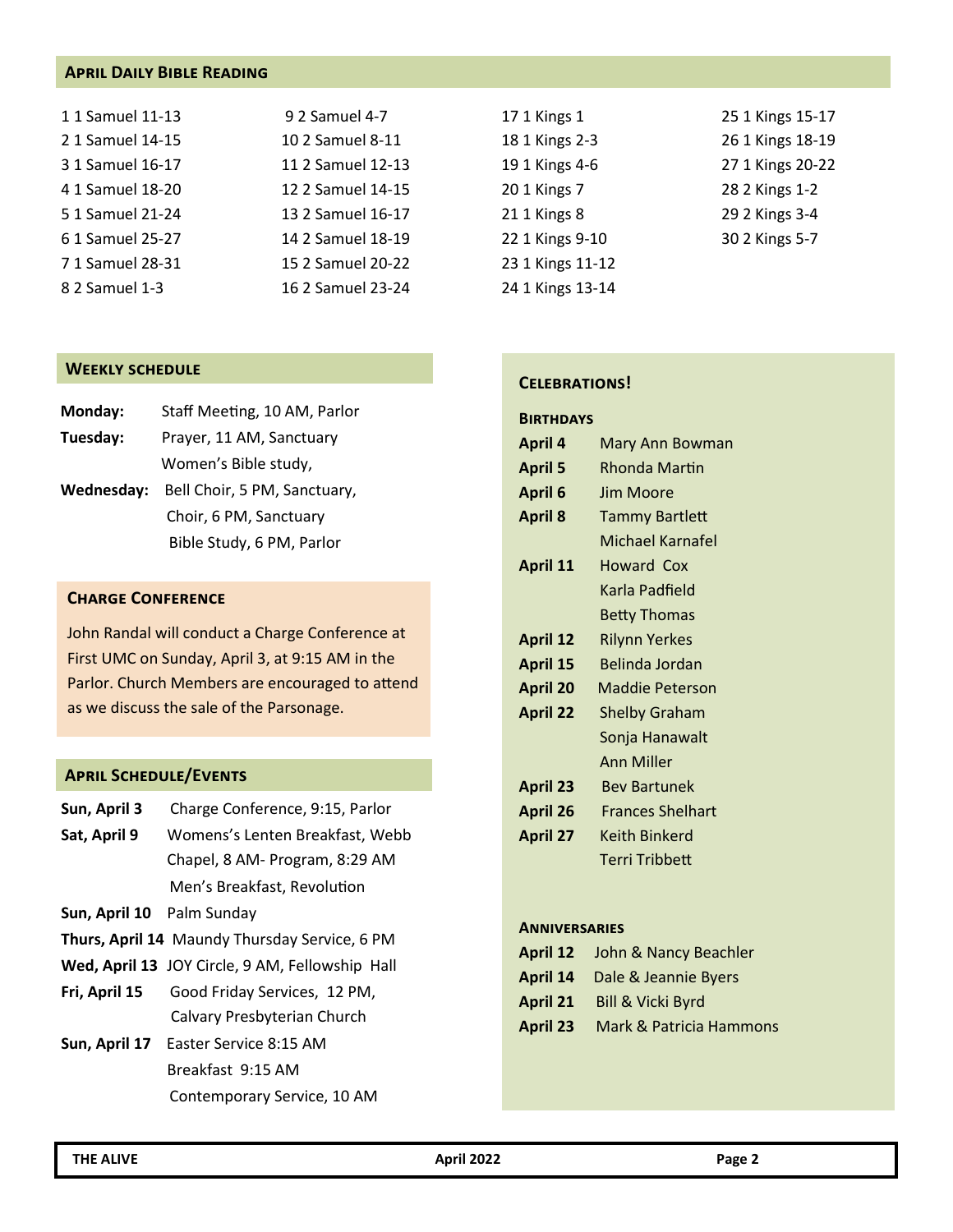## April Daily Bible Reading

| | | | |
|---|---|---|---|
| 1 1 Samuel 11-13 | 9 2 Samuel 4-7 | 17 1 Kings 1 | 25 1 Kings 15-17 |
| 2 1 Samuel 14-15 | 10 2 Samuel 8-11 | 18 1 Kings 2-3 | 26 1 Kings 18-19 |
| 3 1 Samuel 16-17 | 11 2 Samuel 12-13 | 19 1 Kings 4-6 | 27 1 Kings 20-22 |
| 4 1 Samuel 18-20 | 12 2 Samuel 14-15 | 20 1 Kings 7 | 28 2 Kings 1-2 |
| 5 1 Samuel 21-24 | 13 2 Samuel 16-17 | 21 1 Kings 8 | 29 2 Kings 3-4 |
| 6 1 Samuel 25-27 | 14 2 Samuel 18-19 | 22 1 Kings 9-10 | 30 2 Kings 5-7 |
| 7 1 Samuel 28-31 | 15 2 Samuel 20-22 | 23 1 Kings 11-12 | |
| 8 2 Samuel 1-3 | 16 2 Samuel 23-24 | 24 1 Kings 13-14 | |

## Weekly schedule

**Monday:** Staff Meeting, 10 AM, Parlor

**Tuesday:** Prayer, 11 AM, Sanctuary
Women's Bible study,

**Wednesday:** Bell Choir, 5 PM, Sanctuary,
Choir, 6 PM, Sanctuary
Bible Study, 6 PM, Parlor

## Charge Conference

John Randal will conduct a Charge Conference at First UMC on Sunday, April 3, at 9:15 AM in the Parlor. Church Members are encouraged to attend as we discuss the sale of the Parsonage.

## April Schedule/Events

**Sun, April 3** Charge Conference, 9:15, Parlor

**Sat, April 9** Womens's Lenten Breakfast, Webb Chapel, 8 AM- Program, 8:29 AM
Men's Breakfast, Revolution

**Sun, April 10** Palm Sunday

**Thurs, April 14** Maundy Thursday Service, 6 PM

**Wed, April 13** JOY Circle, 9 AM, Fellowship Hall

**Fri, April 15** Good Friday Services, 12 PM, Calvary Presbyterian Church

**Sun, April 17** Easter Service 8:15 AM
Breakfast 9:15 AM
Contemporary Service, 10 AM

## Celebrations!

### Birthdays

**April 4** Mary Ann Bowman
**April 5** Rhonda Martin
**April 6** Jim Moore
**April 8** Tammy Bartlett
Michael Karnafel
**April 11** Howard Cox
Karla Padfield
Betty Thomas
**April 12** Rilynn Yerkes
**April 15** Belinda Jordan
**April 20** Maddie Peterson
**April 22** Shelby Graham
Sonja Hanawalt
Ann Miller
**April 23** Bev Bartunek
**April 26** Frances Shelhart
**April 27** Keith Binkerd
Terri Tribbett

### Anniversaries

**April 12** John & Nancy Beachler
**April 14** Dale & Jeannie Byers
**April 21** Bill & Vicki Byrd
**April 23** Mark & Patricia Hammons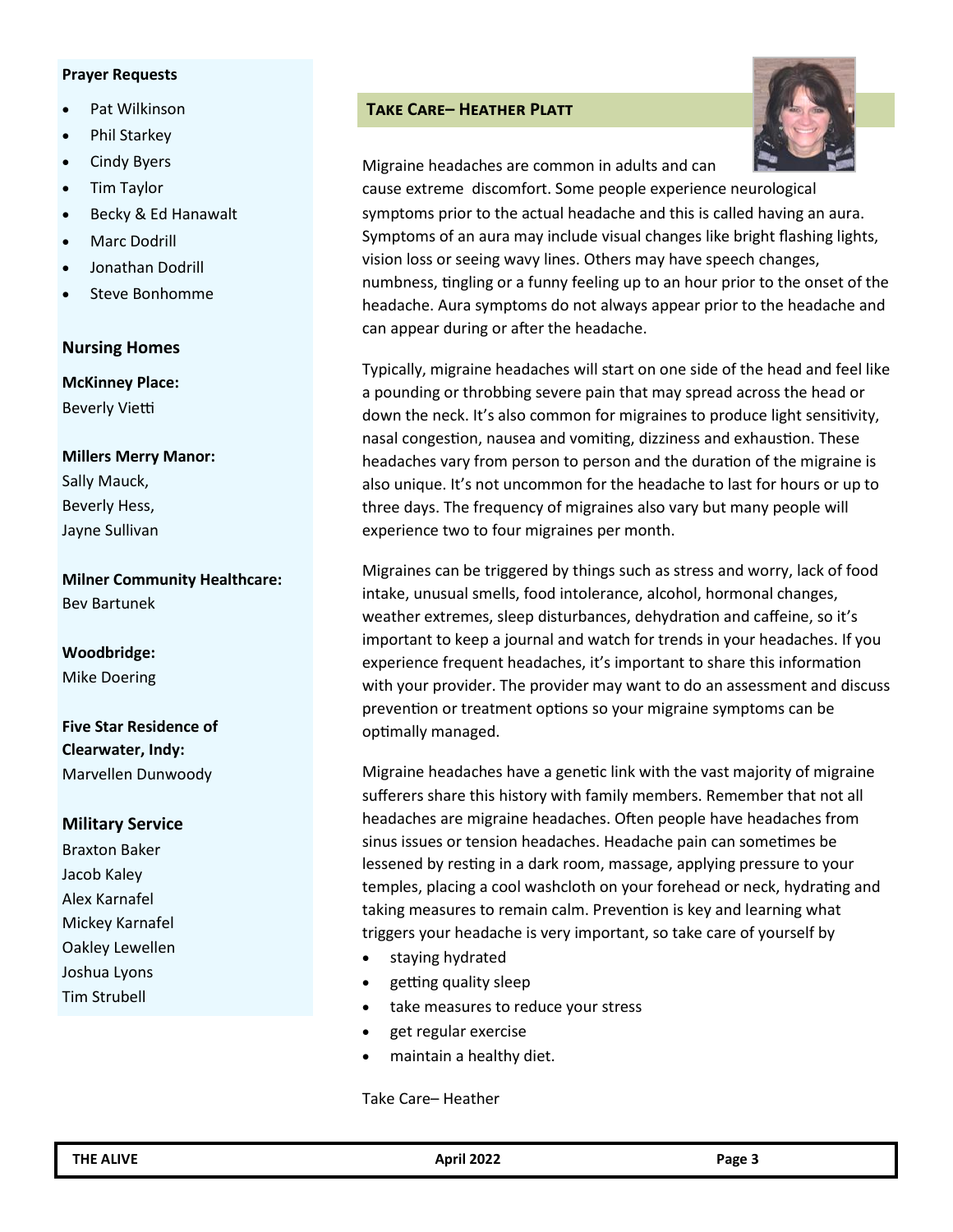## Prayer Requests

- Pat Wilkinson
- Phil Starkey
- Cindy Byers
- Tim Taylor
- Becky & Ed Hanawalt
- Marc Dodrill
- Jonathan Dodrill
- Steve Bonhomme

## Nursing Homes

**McKinney Place:**
Beverly Vietti

**Millers Merry Manor:**
Sally Mauck,
Beverly Hess,
Jayne Sullivan

**Milner Community Healthcare:**
Bev Bartunek

**Woodbridge:**
Mike Doering

**Five Star Residence of Clearwater, Indy:**
Marvellen Dunwoody

## Military Service

Braxton Baker
Jacob Kaley
Alex Karnafel
Mickey Karnafel
Oakley Lewellen
Joshua Lyons
Tim Strubell

## Take Care– Heather Platt

Migraine headaches are common in adults and can cause extreme discomfort. Some people experience neurological symptoms prior to the actual headache and this is called having an aura. Symptoms of an aura may include visual changes like bright flashing lights, vision loss or seeing wavy lines. Others may have speech changes, numbness, tingling or a funny feeling up to an hour prior to the onset of the headache. Aura symptoms do not always appear prior to the headache and can appear during or after the headache.

Typically, migraine headaches will start on one side of the head and feel like a pounding or throbbing severe pain that may spread across the head or down the neck. It's also common for migraines to produce light sensitivity, nasal congestion, nausea and vomiting, dizziness and exhaustion. These headaches vary from person to person and the duration of the migraine is also unique. It's not uncommon for the headache to last for hours or up to three days. The frequency of migraines also vary but many people will experience two to four migraines per month.

Migraines can be triggered by things such as stress and worry, lack of food intake, unusual smells, food intolerance, alcohol, hormonal changes, weather extremes, sleep disturbances, dehydration and caffeine, so it's important to keep a journal and watch for trends in your headaches. If you experience frequent headaches, it's important to share this information with your provider. The provider may want to do an assessment and discuss prevention or treatment options so your migraine symptoms can be optimally managed.

Migraine headaches have a genetic link with the vast majority of migraine sufferers share this history with family members. Remember that not all headaches are migraine headaches. Often people have headaches from sinus issues or tension headaches. Headache pain can sometimes be lessened by resting in a dark room, massage, applying pressure to your temples, placing a cool washcloth on your forehead or neck, hydrating and taking measures to remain calm. Prevention is key and learning what triggers your headache is very important, so take care of yourself by

- staying hydrated
- getting quality sleep
- take measures to reduce your stress
- get regular exercise
- maintain a healthy diet.

Take Care– Heather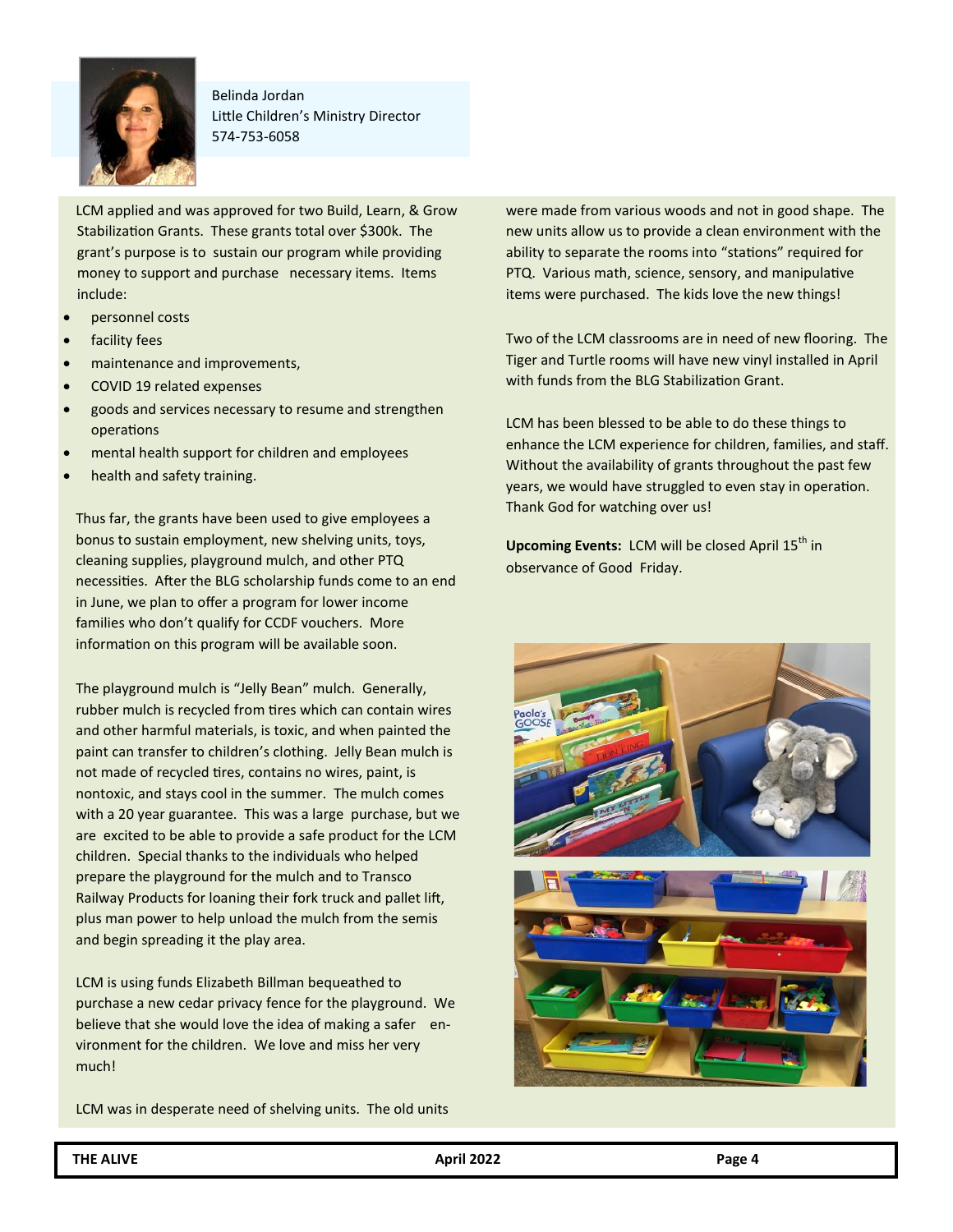Belinda Jordan
Little Children's Ministry Director
574-753-6058

LCM applied and was approved for two Build, Learn, & Grow Stabilization Grants. These grants total over $300k. The grant's purpose is to sustain our program while providing money to support and purchase necessary items. Items include:

- personnel costs
- facility fees
- maintenance and improvements,
- COVID 19 related expenses
- goods and services necessary to resume and strengthen operations
- mental health support for children and employees
- health and safety training.

Thus far, the grants have been used to give employees a bonus to sustain employment, new shelving units, toys, cleaning supplies, playground mulch, and other PTQ necessities. After the BLG scholarship funds come to an end in June, we plan to offer a program for lower income families who don't qualify for CCDF vouchers. More information on this program will be available soon.

The playground mulch is "Jelly Bean" mulch. Generally, rubber mulch is recycled from tires which can contain wires and other harmful materials, is toxic, and when painted the paint can transfer to children's clothing. Jelly Bean mulch is not made of recycled tires, contains no wires, paint, is nontoxic, and stays cool in the summer. The mulch comes with a 20 year guarantee. This was a large purchase, but we are excited to be able to provide a safe product for the LCM children. Special thanks to the individuals who helped prepare the playground for the mulch and to Transco Railway Products for loaning their fork truck and pallet lift, plus man power to help unload the mulch from the semis and begin spreading it the play area.

LCM is using funds Elizabeth Billman bequeathed to purchase a new cedar privacy fence for the playground. We believe that she would love the idea of making a safer environment for the children. We love and miss her very much!

LCM was in desperate need of shelving units. The old units were made from various woods and not in good shape. The new units allow us to provide a clean environment with the ability to separate the rooms into "stations" required for PTQ. Various math, science, sensory, and manipulative items were purchased. The kids love the new things!

Two of the LCM classrooms are in need of new flooring. The Tiger and Turtle rooms will have new vinyl installed in April with funds from the BLG Stabilization Grant.

LCM has been blessed to be able to do these things to enhance the LCM experience for children, families, and staff. Without the availability of grants throughout the past few years, we would have struggled to even stay in operation. Thank God for watching over us!

**Upcoming Events:** LCM will be closed April 15th in observance of Good Friday.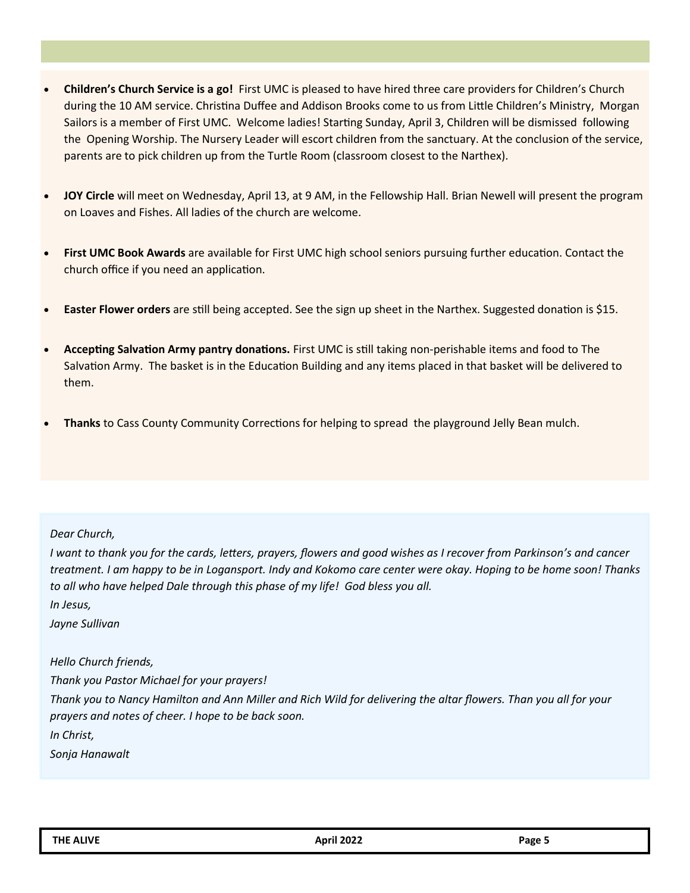- **Children's Church Service is a go!** First UMC is pleased to have hired three care providers for Children's Church during the 10 AM service. Christina Duffee and Addison Brooks come to us from Little Children's Ministry, Morgan Sailors is a member of First UMC. Welcome ladies! Starting Sunday, April 3, Children will be dismissed following the Opening Worship. The Nursery Leader will escort children from the sanctuary. At the conclusion of the service, parents are to pick children up from the Turtle Room (classroom closest to the Narthex).

- **JOY Circle** will meet on Wednesday, April 13, at 9 AM, in the Fellowship Hall. Brian Newell will present the program on Loaves and Fishes. All ladies of the church are welcome.

- **First UMC Book Awards** are available for First UMC high school seniors pursuing further education. Contact the church office if you need an application.

- **Easter Flower orders** are still being accepted. See the sign up sheet in the Narthex. Suggested donation is $15.

- **Accepting Salvation Army pantry donations.** First UMC is still taking non-perishable items and food to The Salvation Army. The basket is in the Education Building and any items placed in that basket will be delivered to them.

- **Thanks** to Cass County Community Corrections for helping to spread the playground Jelly Bean mulch.

*Dear Church,*

*I want to thank you for the cards, letters, prayers, flowers and good wishes as I recover from Parkinson's and cancer treatment. I am happy to be in Logansport. Indy and Kokomo care center were okay. Hoping to be home soon! Thanks to all who have helped Dale through this phase of my life! God bless you all.*

*In Jesus,*

*Jayne Sullivan*

*Hello Church friends,*

*Thank you Pastor Michael for your prayers!*

*Thank you to Nancy Hamilton and Ann Miller and Rich Wild for delivering the altar flowers. Than you all for your prayers and notes of cheer. I hope to be back soon.*

*In Christ,*

*Sonja Hanawalt*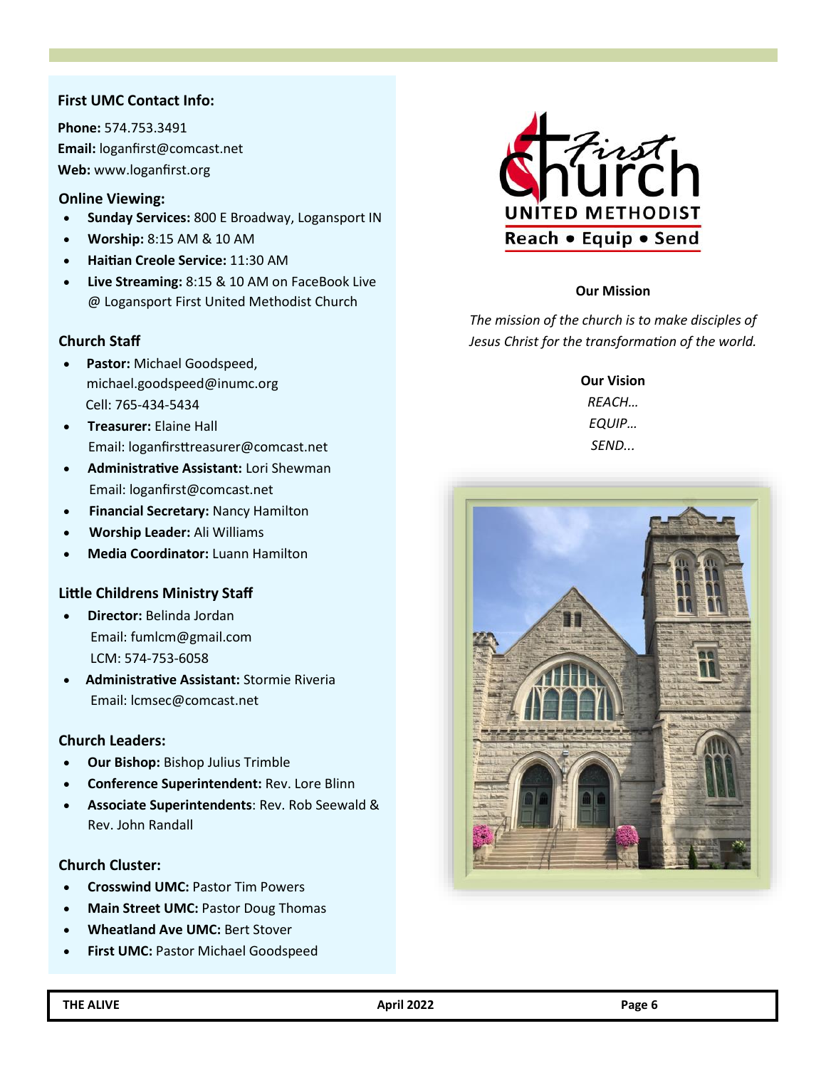### First UMC Contact Info:

**Phone:** 574.753.3491
**Email:** loganfirst@comcast.net
**Web:** www.loganfirst.org

### Online Viewing:

- **Sunday Services:** 800 E Broadway, Logansport IN
- **Worship:** 8:15 AM & 10 AM
- **Haitian Creole Service:** 11:30 AM
- **Live Streaming:** 8:15 & 10 AM on FaceBook Live @ Logansport First United Methodist Church

### Church Staff

- **Pastor:** Michael Goodspeed, michael.goodspeed@inumc.org Cell: 765-434-5434
- **Treasurer:** Elaine Hall Email: loganfirsttreasurer@comcast.net
- **Administrative Assistant:** Lori Shewman Email: loganfirst@comcast.net
- **Financial Secretary:** Nancy Hamilton
- **Worship Leader:** Ali Williams
- **Media Coordinator:** Luann Hamilton

### Little Childrens Ministry Staff

- **Director:** Belinda Jordan Email: fumlcm@gmail.com LCM: 574-753-6058
- **Administrative Assistant:** Stormie Riveria Email: lcmsec@comcast.net

### Church Leaders:

- **Our Bishop:** Bishop Julius Trimble
- **Conference Superintendent:** Rev. Lore Blinn
- **Associate Superintendents**: Rev. Rob Seewald & Rev. John Randall

### Church Cluster:

- **Crosswind UMC:** Pastor Tim Powers
- **Main Street UMC:** Pastor Doug Thomas
- **Wheatland Ave UMC:** Bert Stover
- **First UMC:** Pastor Michael Goodspeed

First Church
UNITED METHODIST
Reach • Equip • Send

**Our Mission**

*The mission of the church is to make disciples of Jesus Christ for the transformation of the world.*

**Our Vision**

*REACH…*
*EQUIP…*
*SEND...*